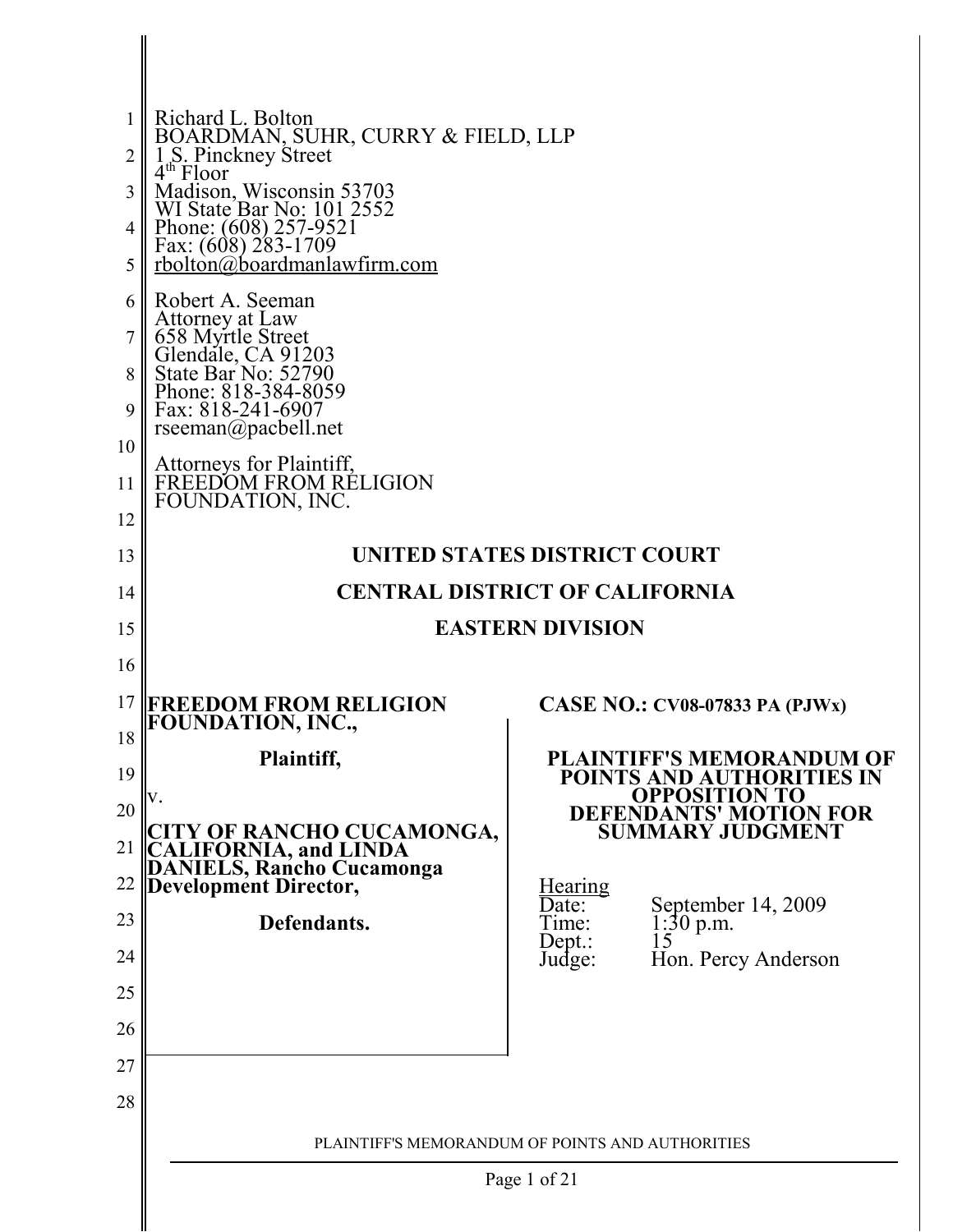Richard L. Bolton
BOARDMAN, SUHR, CURRY & FIELD, LLP
1 S. Pinckney Street
4th Floor
Madison, Wisconsin 53703
WI State Bar No: 101 2552
Phone: (608) 257-9521
Fax: (608) 283-1709
rbolton@boardmanlawfirm.com

Robert A. Seeman
Attorney at Law
658 Myrtle Street
Glendale, CA 91203
State Bar No: 52790
Phone: 818-384-8059
Fax: 818-241-6907
rseeman@pacbell.net

Attorneys for Plaintiff,
FREEDOM FROM RELIGION
FOUNDATION, INC.

**UNITED STATES DISTRICT COURT**

**CENTRAL DISTRICT OF CALIFORNIA**

**EASTERN DIVISION**

**FREEDOM FROM RELIGION FOUNDATION, INC.,**

**Plaintiff,**

v.

**CITY OF RANCHO CUCAMONGA, CALIFORNIA, and LINDA DANIELS, Rancho Cucamonga Development Director,**

**Defendants.**

**CASE NO.: CV08-07833 PA (PJWx)**

**PLAINTIFF'S MEMORANDUM OF POINTS AND AUTHORITIES IN OPPOSITION TO DEFENDANTS' MOTION FOR SUMMARY JUDGMENT**

Hearing
Date: September 14, 2009
Time: 1:30 p.m.
Dept.: 15
Judge: Hon. Percy Anderson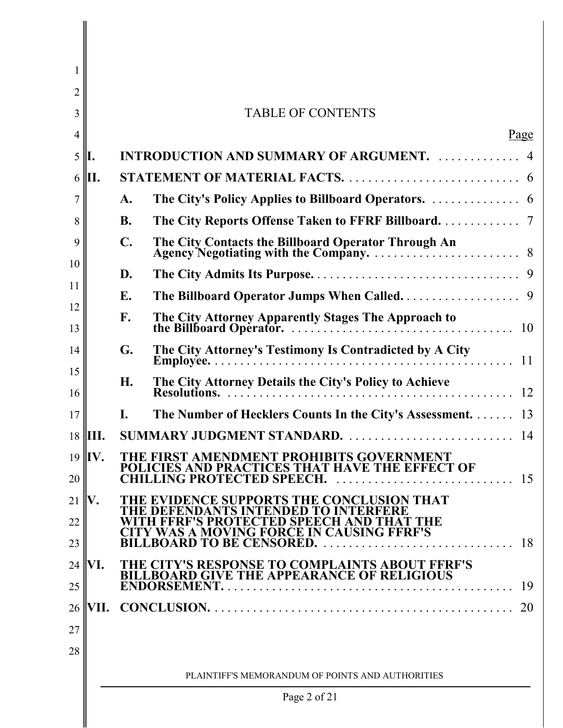# TABLE OF CONTENTS

| | | Page |
|---|---|---|
| **I.** | **INTRODUCTION AND SUMMARY OF ARGUMENT.** | 4 |
| **II.** | **STATEMENT OF MATERIAL FACTS.** | 6 |
| | **A. The City's Policy Applies to Billboard Operators.** | 6 |
| | **B. The City Reports Offense Taken to FFRF Billboard.** | 7 |
| | **C. The City Contacts the Billboard Operator Through An Agency Negotiating with the Company.** | 8 |
| | **D. The City Admits Its Purpose.** | 9 |
| | **E. The Billboard Operator Jumps When Called.** | 9 |
| | **F. The City Attorney Apparently Stages The Approach to the Billboard Operator.** | 10 |
| | **G. The City Attorney's Testimony Is Contradicted by A City Employee.** | 11 |
| | **H. The City Attorney Details the City's Policy to Achieve Resolutions.** | 12 |
| | **I. The Number of Hecklers Counts In the City's Assessment.** | 13 |
| **III.** | **SUMMARY JUDGMENT STANDARD.** | 14 |
| **IV.** | **THE FIRST AMENDMENT PROHIBITS GOVERNMENT POLICIES AND PRACTICES THAT HAVE THE EFFECT OF CHILLING PROTECTED SPEECH.** | 15 |
| **V.** | **THE EVIDENCE SUPPORTS THE CONCLUSION THAT THE DEFENDANTS INTENDED TO INTERFERE WITH FFRF'S PROTECTED SPEECH AND THAT THE CITY WAS A MOVING FORCE IN CAUSING FFRF'S BILLBOARD TO BE CENSORED.** | 18 |
| **VI.** | **THE CITY'S RESPONSE TO COMPLAINTS ABOUT FFRF'S BILLBOARD GIVE THE APPEARANCE OF RELIGIOUS ENDORSEMENT.** | 19 |
| **VII.** | **CONCLUSION.** | 20 |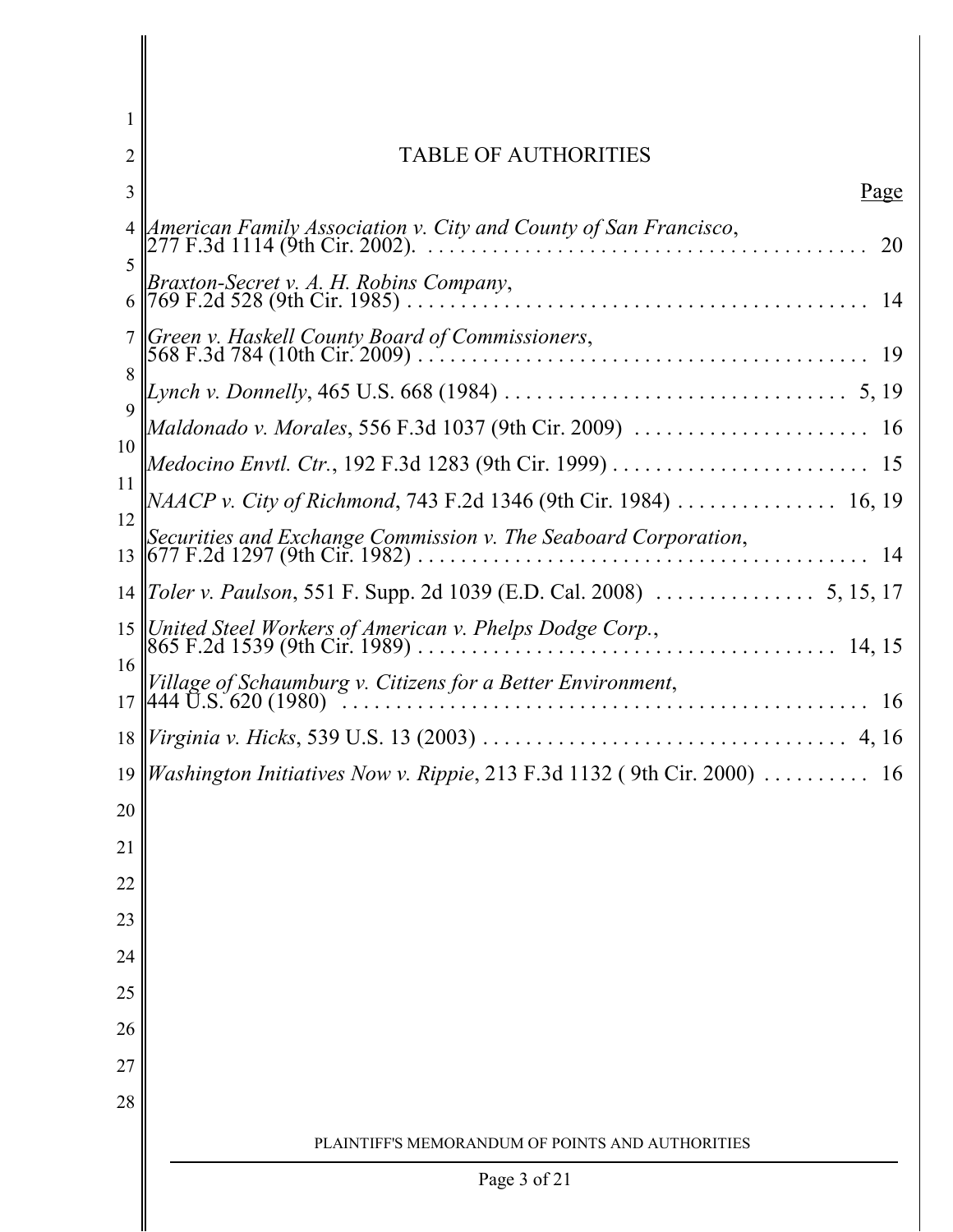# TABLE OF AUTHORITIES

| | Page |
|---|---|
| *American Family Association v. City and County of San Francisco*, 277 F.3d 1114 (9th Cir. 2002). | 20 |
| *Braxton-Secret v. A. H. Robins Company*, 769 F.2d 528 (9th Cir. 1985) | 14 |
| *Green v. Haskell County Board of Commissioners*, 568 F.3d 784 (10th Cir. 2009) | 19 |
| *Lynch v. Donnelly*, 465 U.S. 668 (1984) | 5, 19 |
| *Maldonado v. Morales*, 556 F.3d 1037 (9th Cir. 2009) | 16 |
| *Medocino Envtl. Ctr.*, 192 F.3d 1283 (9th Cir. 1999) | 15 |
| *NAACP v. City of Richmond*, 743 F.2d 1346 (9th Cir. 1984) | 16, 19 |
| *Securities and Exchange Commission v. The Seaboard Corporation*, 677 F.2d 1297 (9th Cir. 1982) | 14 |
| *Toler v. Paulson*, 551 F. Supp. 2d 1039 (E.D. Cal. 2008) | 5, 15, 17 |
| *United Steel Workers of American v. Phelps Dodge Corp.*, 865 F.2d 1539 (9th Cir. 1989) | 14, 15 |
| *Village of Schaumburg v. Citizens for a Better Environment*, 444 U.S. 620 (1980) | 16 |
| *Virginia v. Hicks*, 539 U.S. 13 (2003) | 4, 16 |
| *Washington Initiatives Now v. Rippie*, 213 F.3d 1132 ( 9th Cir. 2000) | 16 |

PLAINTIFF'S MEMORANDUM OF POINTS AND AUTHORITIES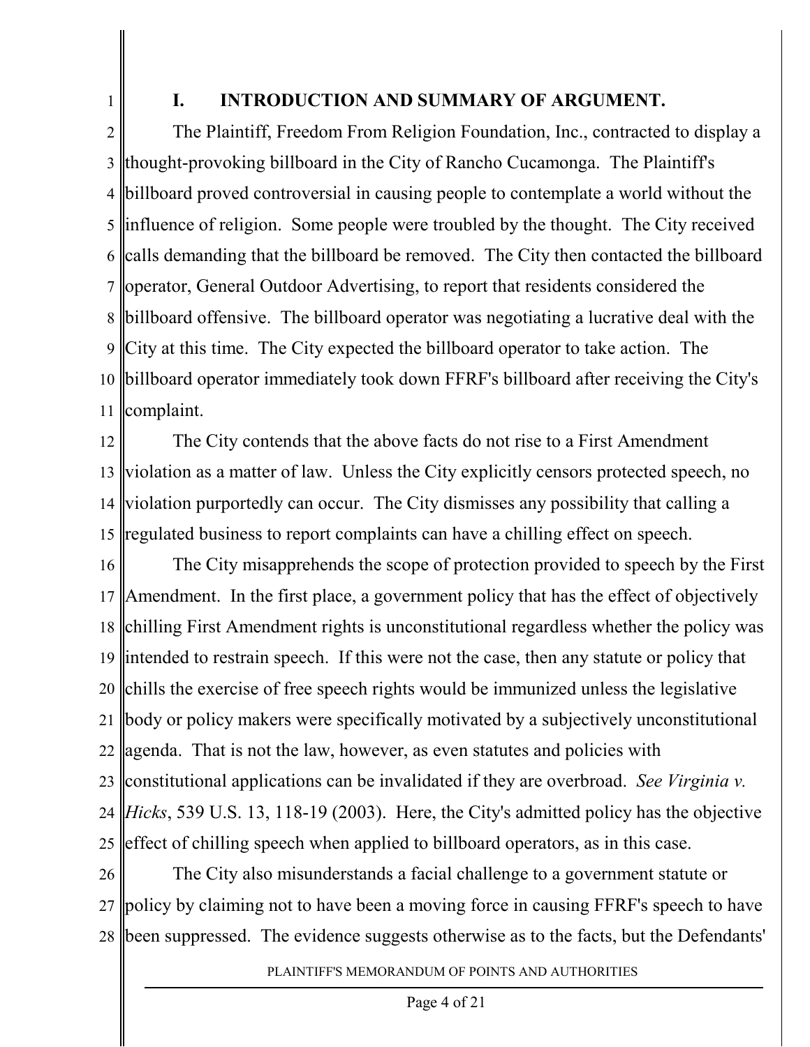## I. INTRODUCTION AND SUMMARY OF ARGUMENT.

The Plaintiff, Freedom From Religion Foundation, Inc., contracted to display a thought-provoking billboard in the City of Rancho Cucamonga. The Plaintiff's billboard proved controversial in causing people to contemplate a world without the influence of religion. Some people were troubled by the thought. The City received calls demanding that the billboard be removed. The City then contacted the billboard operator, General Outdoor Advertising, to report that residents considered the billboard offensive. The billboard operator was negotiating a lucrative deal with the City at this time. The City expected the billboard operator to take action. The billboard operator immediately took down FFRF's billboard after receiving the City's complaint.

The City contends that the above facts do not rise to a First Amendment violation as a matter of law. Unless the City explicitly censors protected speech, no violation purportedly can occur. The City dismisses any possibility that calling a regulated business to report complaints can have a chilling effect on speech.

The City misapprehends the scope of protection provided to speech by the First Amendment. In the first place, a government policy that has the effect of objectively chilling First Amendment rights is unconstitutional regardless whether the policy was intended to restrain speech. If this were not the case, then any statute or policy that chills the exercise of free speech rights would be immunized unless the legislative body or policy makers were specifically motivated by a subjectively unconstitutional agenda. That is not the law, however, as even statutes and policies with constitutional applications can be invalidated if they are overbroad. *See Virginia v. Hicks*, 539 U.S. 13, 118-19 (2003). Here, the City's admitted policy has the objective effect of chilling speech when applied to billboard operators, as in this case.

The City also misunderstands a facial challenge to a government statute or policy by claiming not to have been a moving force in causing FFRF's speech to have been suppressed. The evidence suggests otherwise as to the facts, but the Defendants'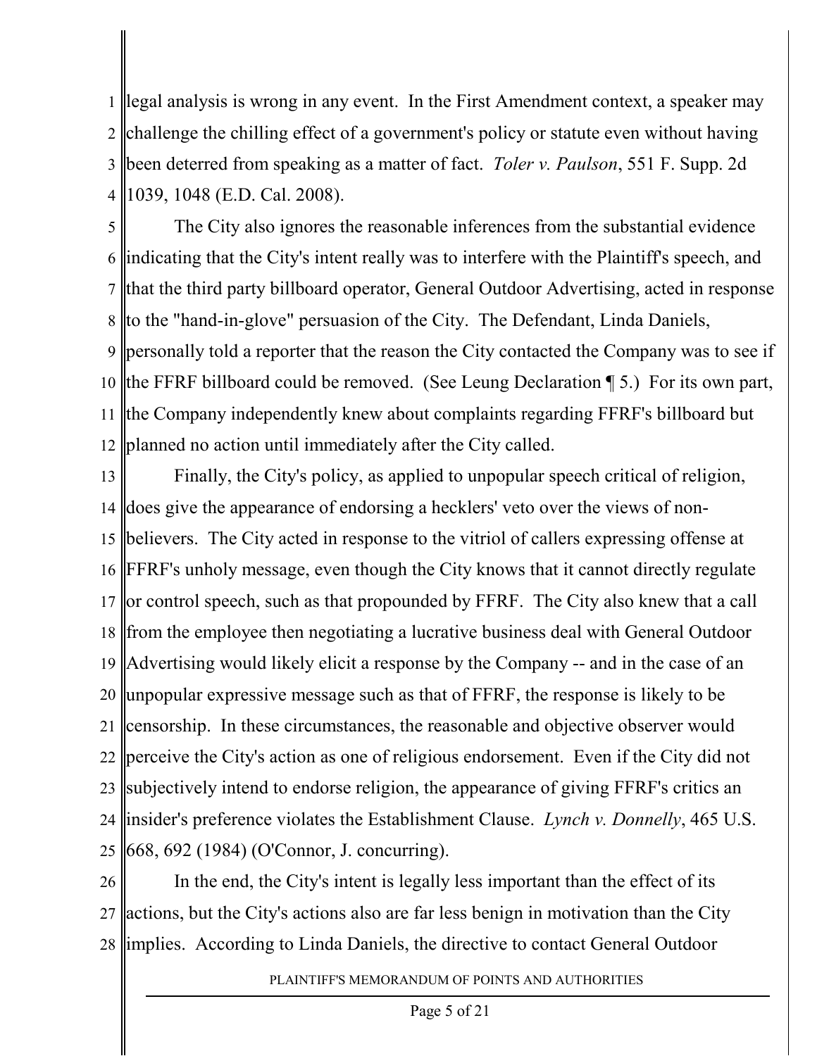legal analysis is wrong in any event. In the First Amendment context, a speaker may challenge the chilling effect of a government's policy or statute even without having been deterred from speaking as a matter of fact. *Toler v. Paulson*, 551 F. Supp. 2d 1039, 1048 (E.D. Cal. 2008).

The City also ignores the reasonable inferences from the substantial evidence indicating that the City's intent really was to interfere with the Plaintiff's speech, and that the third party billboard operator, General Outdoor Advertising, acted in response to the "hand-in-glove" persuasion of the City. The Defendant, Linda Daniels, personally told a reporter that the reason the City contacted the Company was to see if the FFRF billboard could be removed. (See Leung Declaration ¶ 5.) For its own part, the Company independently knew about complaints regarding FFRF's billboard but planned no action until immediately after the City called.

Finally, the City's policy, as applied to unpopular speech critical of religion, does give the appearance of endorsing a hecklers' veto over the views of non-believers. The City acted in response to the vitriol of callers expressing offense at FFRF's unholy message, even though the City knows that it cannot directly regulate or control speech, such as that propounded by FFRF. The City also knew that a call from the employee then negotiating a lucrative business deal with General Outdoor Advertising would likely elicit a response by the Company -- and in the case of an unpopular expressive message such as that of FFRF, the response is likely to be censorship. In these circumstances, the reasonable and objective observer would perceive the City's action as one of religious endorsement. Even if the City did not subjectively intend to endorse religion, the appearance of giving FFRF's critics an insider's preference violates the Establishment Clause. *Lynch v. Donnelly*, 465 U.S. 668, 692 (1984) (O'Connor, J. concurring).

In the end, the City's intent is legally less important than the effect of its actions, but the City's actions also are far less benign in motivation than the City implies. According to Linda Daniels, the directive to contact General Outdoor

PLAINTIFF'S MEMORANDUM OF POINTS AND AUTHORITIES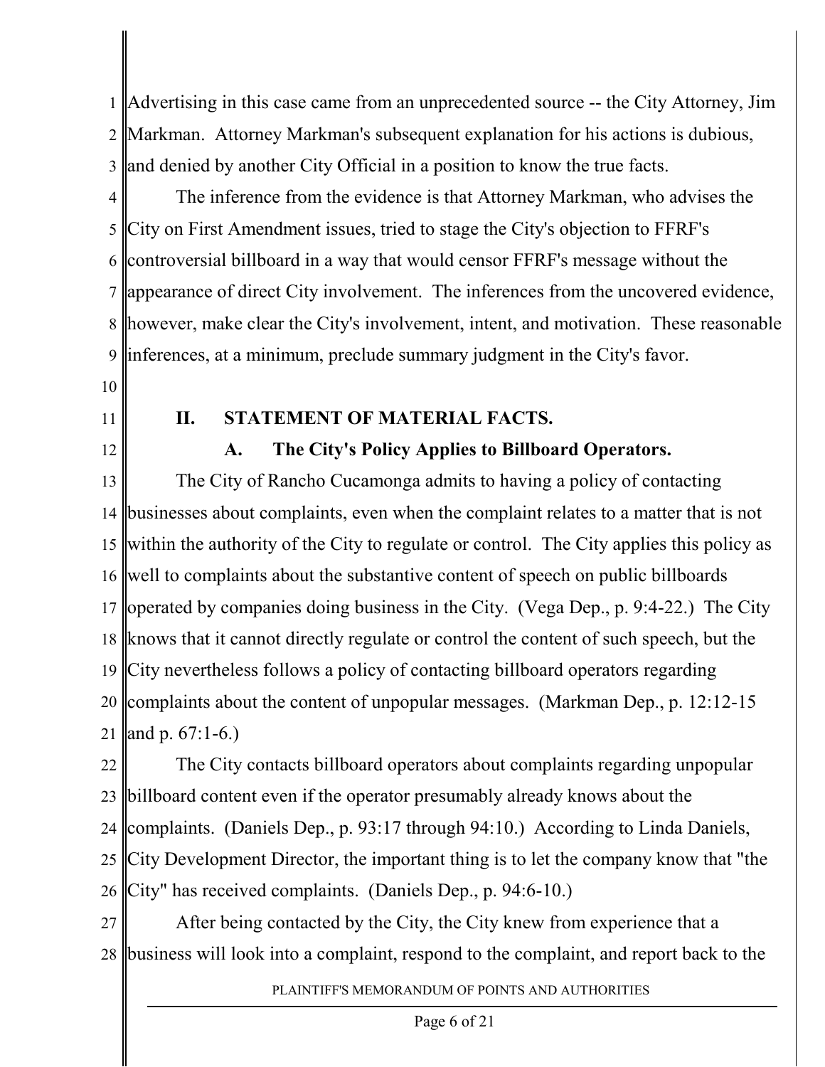Advertising in this case came from an unprecedented source -- the City Attorney, Jim Markman. Attorney Markman's subsequent explanation for his actions is dubious, and denied by another City Official in a position to know the true facts.

The inference from the evidence is that Attorney Markman, who advises the City on First Amendment issues, tried to stage the City's objection to FFRF's controversial billboard in a way that would censor FFRF's message without the appearance of direct City involvement. The inferences from the uncovered evidence, however, make clear the City's involvement, intent, and motivation. These reasonable inferences, at a minimum, preclude summary judgment in the City's favor.

## II. STATEMENT OF MATERIAL FACTS.

### A. The City's Policy Applies to Billboard Operators.

The City of Rancho Cucamonga admits to having a policy of contacting businesses about complaints, even when the complaint relates to a matter that is not within the authority of the City to regulate or control. The City applies this policy as well to complaints about the substantive content of speech on public billboards operated by companies doing business in the City. (Vega Dep., p. 9:4-22.) The City knows that it cannot directly regulate or control the content of such speech, but the City nevertheless follows a policy of contacting billboard operators regarding complaints about the content of unpopular messages. (Markman Dep., p. 12:12-15 and p. 67:1-6.)

The City contacts billboard operators about complaints regarding unpopular billboard content even if the operator presumably already knows about the complaints. (Daniels Dep., p. 93:17 through 94:10.) According to Linda Daniels, City Development Director, the important thing is to let the company know that "the City" has received complaints. (Daniels Dep., p. 94:6-10.)

After being contacted by the City, the City knew from experience that a business will look into a complaint, respond to the complaint, and report back to the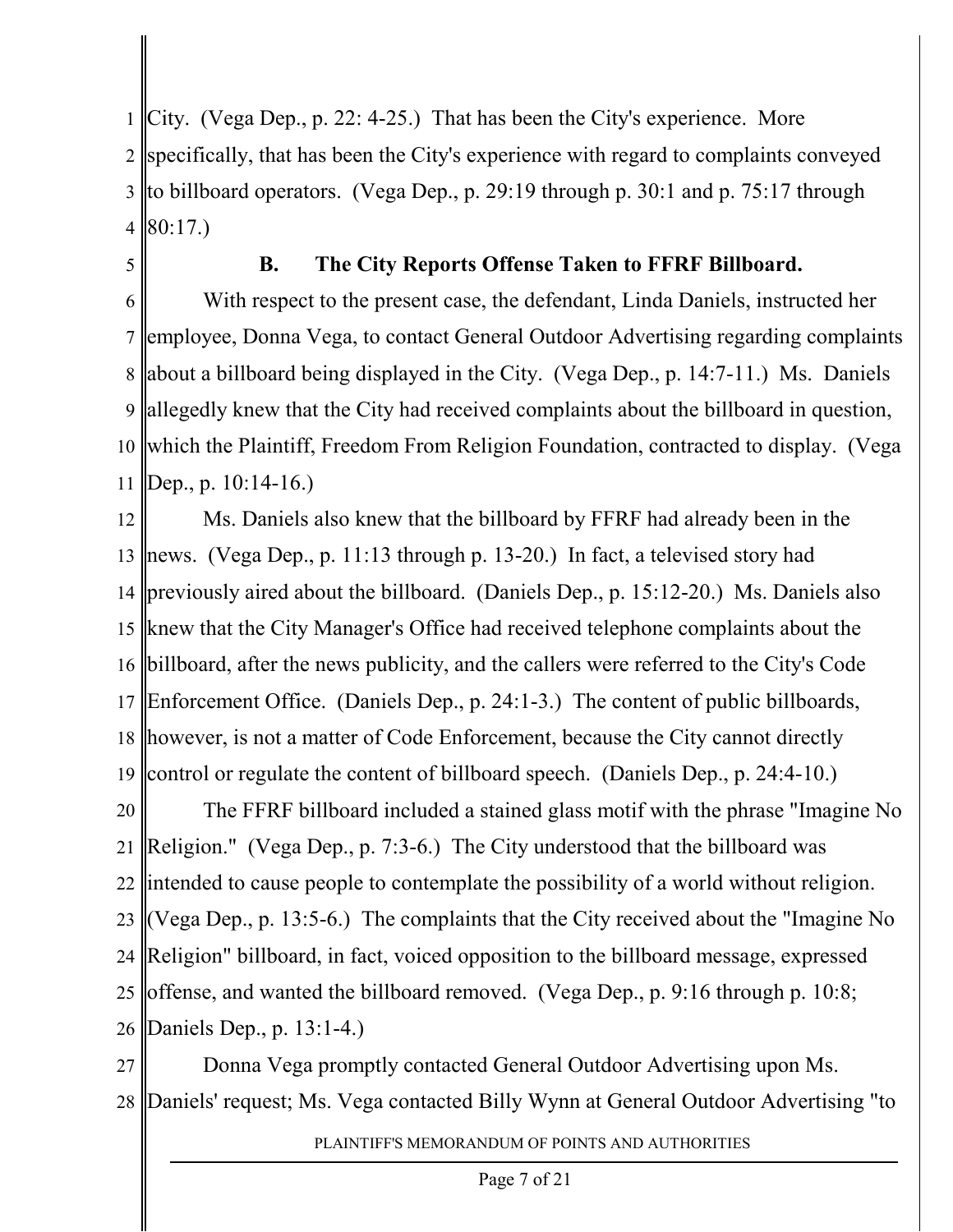City. (Vega Dep., p. 22: 4-25.) That has been the City's experience. More specifically, that has been the City's experience with regard to complaints conveyed to billboard operators. (Vega Dep., p. 29:19 through p. 30:1 and p. 75:17 through 80:17.)

### B. The City Reports Offense Taken to FFRF Billboard.

With respect to the present case, the defendant, Linda Daniels, instructed her employee, Donna Vega, to contact General Outdoor Advertising regarding complaints about a billboard being displayed in the City. (Vega Dep., p. 14:7-11.) Ms. Daniels allegedly knew that the City had received complaints about the billboard in question, which the Plaintiff, Freedom From Religion Foundation, contracted to display. (Vega Dep., p. 10:14-16.)

Ms. Daniels also knew that the billboard by FFRF had already been in the news. (Vega Dep., p. 11:13 through p. 13-20.) In fact, a televised story had previously aired about the billboard. (Daniels Dep., p. 15:12-20.) Ms. Daniels also knew that the City Manager's Office had received telephone complaints about the billboard, after the news publicity, and the callers were referred to the City's Code Enforcement Office. (Daniels Dep., p. 24:1-3.) The content of public billboards, however, is not a matter of Code Enforcement, because the City cannot directly control or regulate the content of billboard speech. (Daniels Dep., p. 24:4-10.)

The FFRF billboard included a stained glass motif with the phrase "Imagine No Religion." (Vega Dep., p. 7:3-6.) The City understood that the billboard was intended to cause people to contemplate the possibility of a world without religion. (Vega Dep., p. 13:5-6.) The complaints that the City received about the "Imagine No Religion" billboard, in fact, voiced opposition to the billboard message, expressed offense, and wanted the billboard removed. (Vega Dep., p. 9:16 through p. 10:8; Daniels Dep., p. 13:1-4.)

Donna Vega promptly contacted General Outdoor Advertising upon Ms. Daniels' request; Ms. Vega contacted Billy Wynn at General Outdoor Advertising "to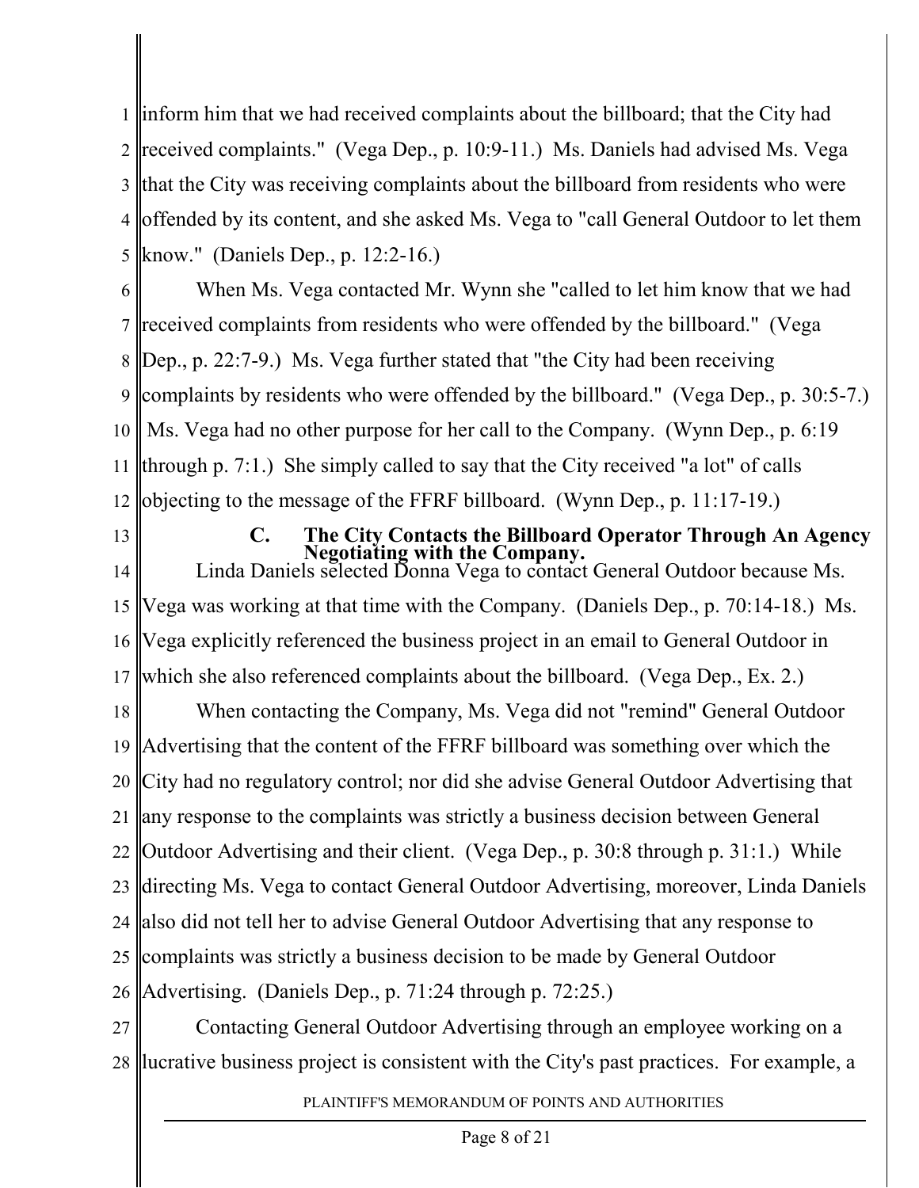inform him that we had received complaints about the billboard; that the City had received complaints." (Vega Dep., p. 10:9-11.) Ms. Daniels had advised Ms. Vega that the City was receiving complaints about the billboard from residents who were offended by its content, and she asked Ms. Vega to "call General Outdoor to let them know." (Daniels Dep., p. 12:2-16.)

When Ms. Vega contacted Mr. Wynn she "called to let him know that we had received complaints from residents who were offended by the billboard." (Vega Dep., p. 22:7-9.) Ms. Vega further stated that "the City had been receiving complaints by residents who were offended by the billboard." (Vega Dep., p. 30:5-7.) Ms. Vega had no other purpose for her call to the Company. (Wynn Dep., p. 6:19 through p. 7:1.) She simply called to say that the City received "a lot" of calls objecting to the message of the FFRF billboard. (Wynn Dep., p. 11:17-19.)

### C. The City Contacts the Billboard Operator Through An Agency Negotiating with the Company.

Linda Daniels selected Donna Vega to contact General Outdoor because Ms. Vega was working at that time with the Company. (Daniels Dep., p. 70:14-18.) Ms. Vega explicitly referenced the business project in an email to General Outdoor in which she also referenced complaints about the billboard. (Vega Dep., Ex. 2.)

When contacting the Company, Ms. Vega did not "remind" General Outdoor Advertising that the content of the FFRF billboard was something over which the City had no regulatory control; nor did she advise General Outdoor Advertising that any response to the complaints was strictly a business decision between General Outdoor Advertising and their client. (Vega Dep., p. 30:8 through p. 31:1.) While directing Ms. Vega to contact General Outdoor Advertising, moreover, Linda Daniels also did not tell her to advise General Outdoor Advertising that any response to complaints was strictly a business decision to be made by General Outdoor Advertising. (Daniels Dep., p. 71:24 through p. 72:25.)

Contacting General Outdoor Advertising through an employee working on a lucrative business project is consistent with the City's past practices. For example, a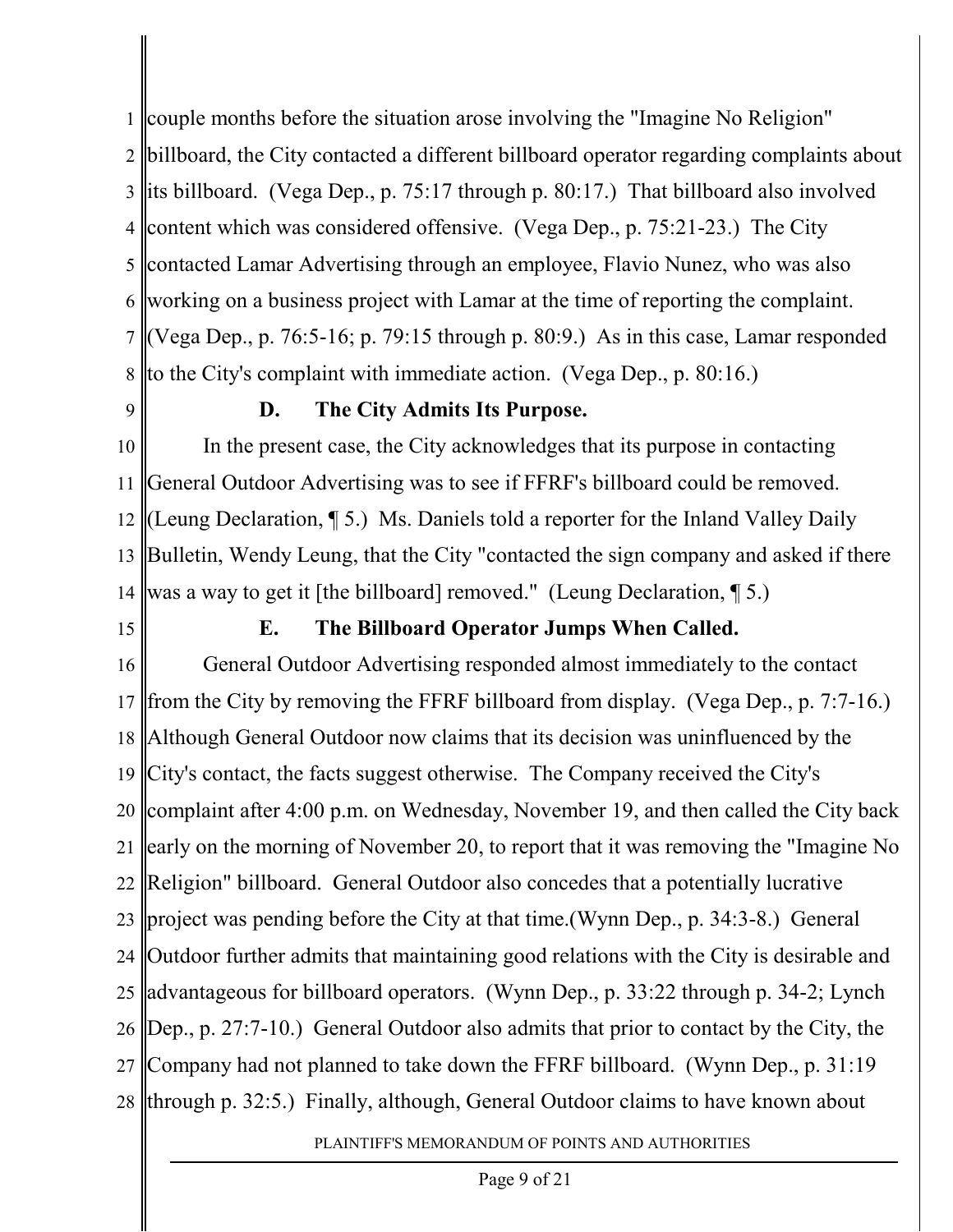couple months before the situation arose involving the "Imagine No Religion" billboard, the City contacted a different billboard operator regarding complaints about its billboard. (Vega Dep., p. 75:17 through p. 80:17.) That billboard also involved content which was considered offensive. (Vega Dep., p. 75:21-23.) The City contacted Lamar Advertising through an employee, Flavio Nunez, who was also working on a business project with Lamar at the time of reporting the complaint. (Vega Dep., p. 76:5-16; p. 79:15 through p. 80:9.) As in this case, Lamar responded to the City's complaint with immediate action. (Vega Dep., p. 80:16.)

### D. The City Admits Its Purpose.

In the present case, the City acknowledges that its purpose in contacting General Outdoor Advertising was to see if FFRF's billboard could be removed. (Leung Declaration, ¶ 5.) Ms. Daniels told a reporter for the Inland Valley Daily Bulletin, Wendy Leung, that the City "contacted the sign company and asked if there was a way to get it [the billboard] removed." (Leung Declaration, ¶ 5.)

### E. The Billboard Operator Jumps When Called.

General Outdoor Advertising responded almost immediately to the contact from the City by removing the FFRF billboard from display. (Vega Dep., p. 7:7-16.) Although General Outdoor now claims that its decision was uninfluenced by the City's contact, the facts suggest otherwise. The Company received the City's complaint after 4:00 p.m. on Wednesday, November 19, and then called the City back early on the morning of November 20, to report that it was removing the "Imagine No Religion" billboard. General Outdoor also concedes that a potentially lucrative project was pending before the City at that time.(Wynn Dep., p. 34:3-8.) General Outdoor further admits that maintaining good relations with the City is desirable and advantageous for billboard operators. (Wynn Dep., p. 33:22 through p. 34-2; Lynch Dep., p. 27:7-10.) General Outdoor also admits that prior to contact by the City, the Company had not planned to take down the FFRF billboard. (Wynn Dep., p. 31:19 through p. 32:5.) Finally, although, General Outdoor claims to have known about

PLAINTIFF'S MEMORANDUM OF POINTS AND AUTHORITIES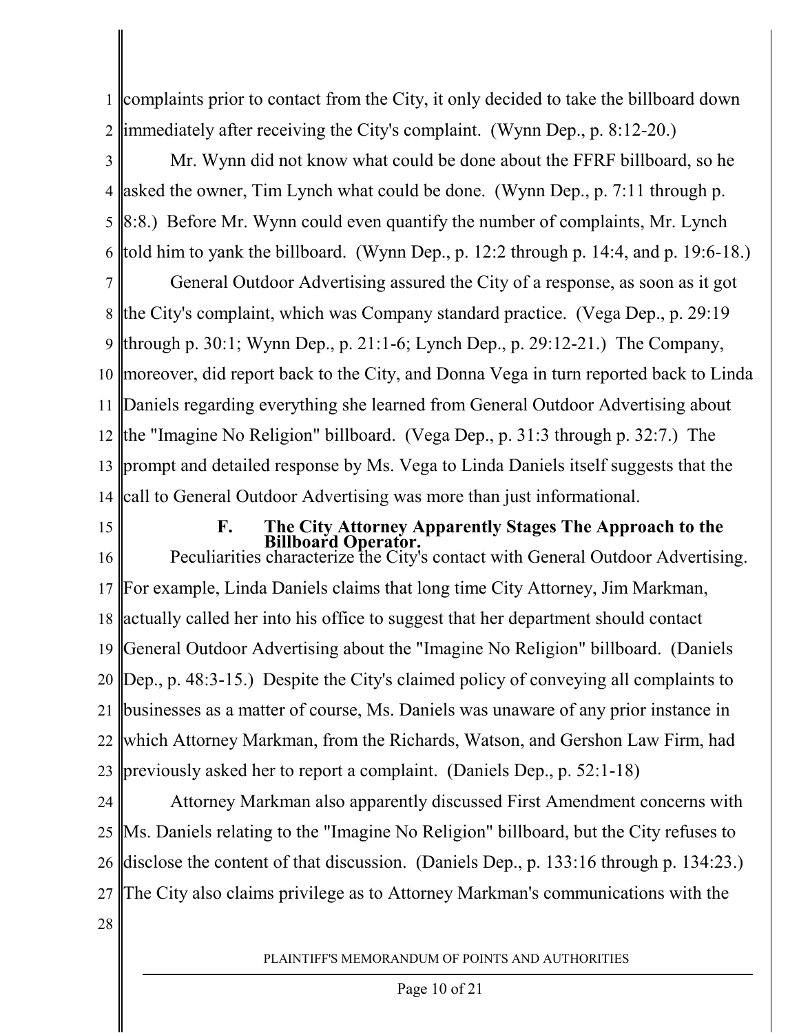complaints prior to contact from the City, it only decided to take the billboard down immediately after receiving the City's complaint. (Wynn Dep., p. 8:12-20.)

Mr. Wynn did not know what could be done about the FFRF billboard, so he asked the owner, Tim Lynch what could be done. (Wynn Dep., p. 7:11 through p. 8:8.) Before Mr. Wynn could even quantify the number of complaints, Mr. Lynch told him to yank the billboard. (Wynn Dep., p. 12:2 through p. 14:4, and p. 19:6-18.)

General Outdoor Advertising assured the City of a response, as soon as it got the City's complaint, which was Company standard practice. (Vega Dep., p. 29:19 through p. 30:1; Wynn Dep., p. 21:1-6; Lynch Dep., p. 29:12-21.) The Company, moreover, did report back to the City, and Donna Vega in turn reported back to Linda Daniels regarding everything she learned from General Outdoor Advertising about the "Imagine No Religion" billboard. (Vega Dep., p. 31:3 through p. 32:7.) The prompt and detailed response by Ms. Vega to Linda Daniels itself suggests that the call to General Outdoor Advertising was more than just informational.

### F. The City Attorney Apparently Stages The Approach to the Billboard Operator.

Peculiarities characterize the City's contact with General Outdoor Advertising. For example, Linda Daniels claims that long time City Attorney, Jim Markman, actually called her into his office to suggest that her department should contact General Outdoor Advertising about the "Imagine No Religion" billboard. (Daniels Dep., p. 48:3-15.) Despite the City's claimed policy of conveying all complaints to businesses as a matter of course, Ms. Daniels was unaware of any prior instance in which Attorney Markman, from the Richards, Watson, and Gershon Law Firm, had previously asked her to report a complaint. (Daniels Dep., p. 52:1-18)

Attorney Markman also apparently discussed First Amendment concerns with Ms. Daniels relating to the "Imagine No Religion" billboard, but the City refuses to disclose the content of that discussion. (Daniels Dep., p. 133:16 through p. 134:23.) The City also claims privilege as to Attorney Markman's communications with the

PLAINTIFF'S MEMORANDUM OF POINTS AND AUTHORITIES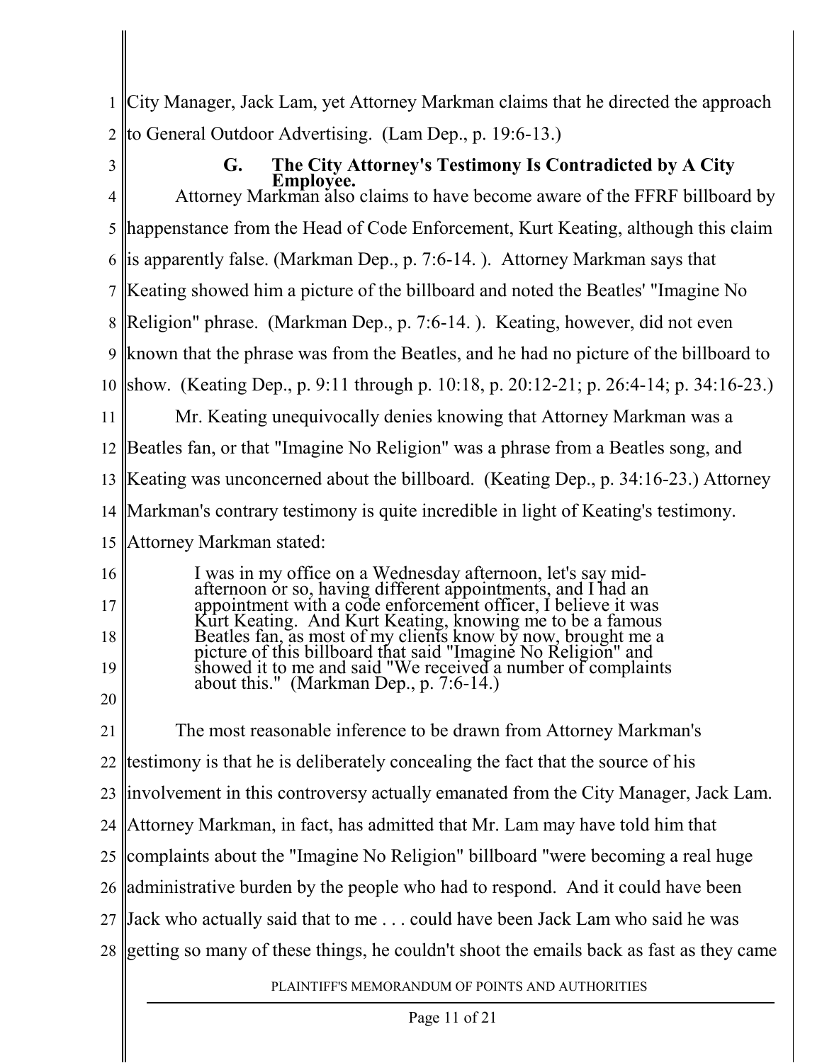City Manager, Jack Lam, yet Attorney Markman claims that he directed the approach to General Outdoor Advertising. (Lam Dep., p. 19:6-13.)

### G. The City Attorney's Testimony Is Contradicted by A City Employee.

Attorney Markman also claims to have become aware of the FFRF billboard by happenstance from the Head of Code Enforcement, Kurt Keating, although this claim is apparently false. (Markman Dep., p. 7:6-14. ). Attorney Markman says that Keating showed him a picture of the billboard and noted the Beatles' "Imagine No Religion" phrase. (Markman Dep., p. 7:6-14. ). Keating, however, did not even known that the phrase was from the Beatles, and he had no picture of the billboard to show. (Keating Dep., p. 9:11 through p. 10:18, p. 20:12-21; p. 26:4-14; p. 34:16-23.)

Mr. Keating unequivocally denies knowing that Attorney Markman was a Beatles fan, or that "Imagine No Religion" was a phrase from a Beatles song, and Keating was unconcerned about the billboard. (Keating Dep., p. 34:16-23.) Attorney Markman's contrary testimony is quite incredible in light of Keating's testimony. Attorney Markman stated:

> I was in my office on a Wednesday afternoon, let's say mid-afternoon or so, having different appointments, and I had an appointment with a code enforcement officer, I believe it was Kurt Keating. And Kurt Keating, knowing me to be a famous Beatles fan, as most of my clients know by now, brought me a picture of this billboard that said "Imagine No Religion" and showed it to me and said "We received a number of complaints about this." (Markman Dep., p. 7:6-14.)

The most reasonable inference to be drawn from Attorney Markman's testimony is that he is deliberately concealing the fact that the source of his involvement in this controversy actually emanated from the City Manager, Jack Lam. Attorney Markman, in fact, has admitted that Mr. Lam may have told him that complaints about the "Imagine No Religion" billboard "were becoming a real huge administrative burden by the people who had to respond. And it could have been Jack who actually said that to me . . . could have been Jack Lam who said he was getting so many of these things, he couldn't shoot the emails back as fast as they came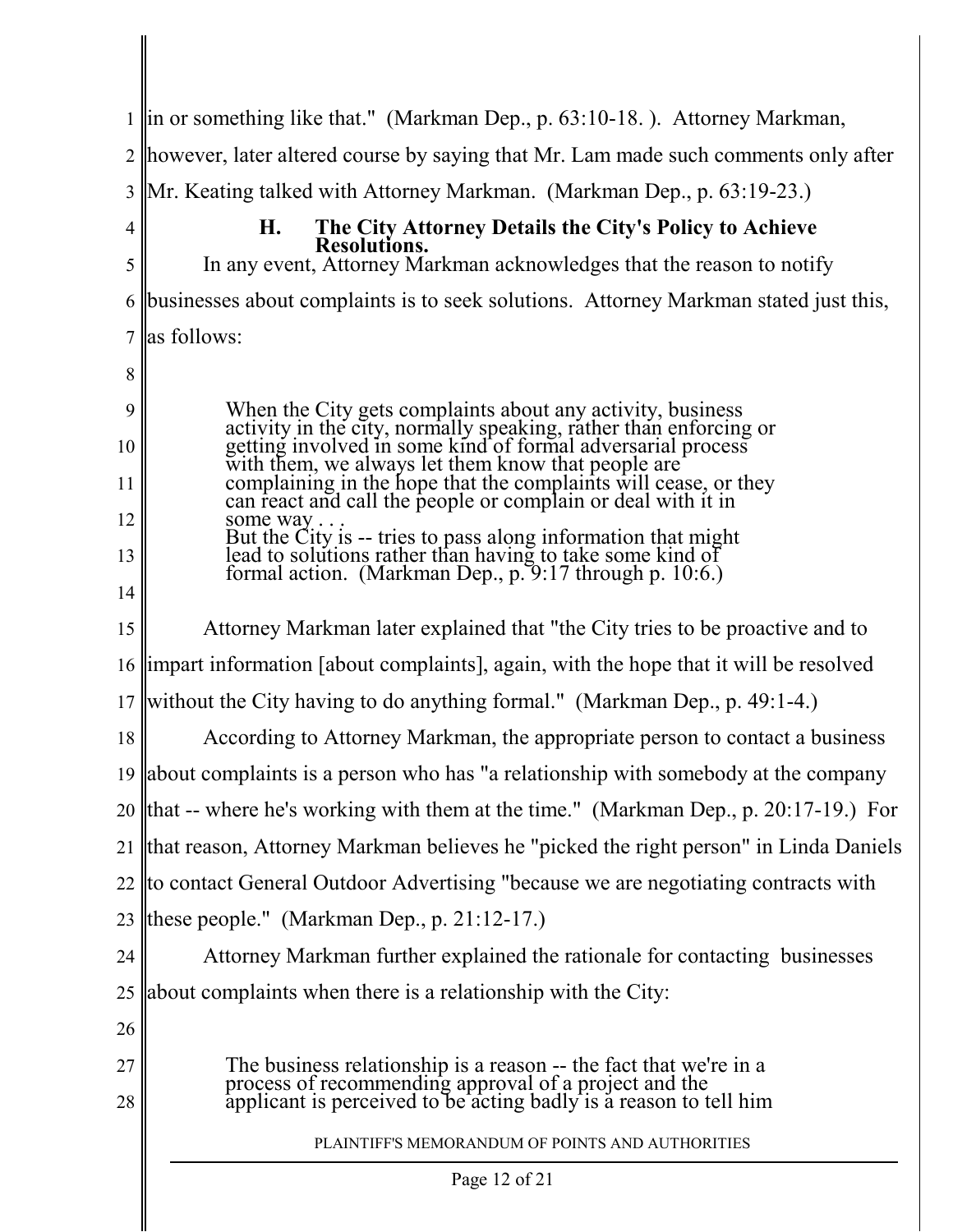in or something like that." (Markman Dep., p. 63:10-18. ). Attorney Markman, however, later altered course by saying that Mr. Lam made such comments only after Mr. Keating talked with Attorney Markman. (Markman Dep., p. 63:19-23.)

### H. The City Attorney Details the City's Policy to Achieve Resolutions.

In any event, Attorney Markman acknowledges that the reason to notify businesses about complaints is to seek solutions. Attorney Markman stated just this, as follows:

> When the City gets complaints about any activity, business activity in the city, normally speaking, rather than enforcing or getting involved in some kind of formal adversarial process with them, we always let them know that people are complaining in the hope that the complaints will cease, or they can react and call the people or complain or deal with it in some way . . .
> But the City is -- tries to pass along information that might lead to solutions rather than having to take some kind of formal action. (Markman Dep., p. 9:17 through p. 10:6.)

Attorney Markman later explained that "the City tries to be proactive and to impart information [about complaints], again, with the hope that it will be resolved without the City having to do anything formal." (Markman Dep., p. 49:1-4.)

According to Attorney Markman, the appropriate person to contact a business about complaints is a person who has "a relationship with somebody at the company that -- where he's working with them at the time." (Markman Dep., p. 20:17-19.) For that reason, Attorney Markman believes he "picked the right person" in Linda Daniels to contact General Outdoor Advertising "because we are negotiating contracts with these people." (Markman Dep., p. 21:12-17.)

Attorney Markman further explained the rationale for contacting businesses about complaints when there is a relationship with the City:

> The business relationship is a reason -- the fact that we're in a process of recommending approval of a project and the applicant is perceived to be acting badly is a reason to tell him

PLAINTIFF'S MEMORANDUM OF POINTS AND AUTHORITIES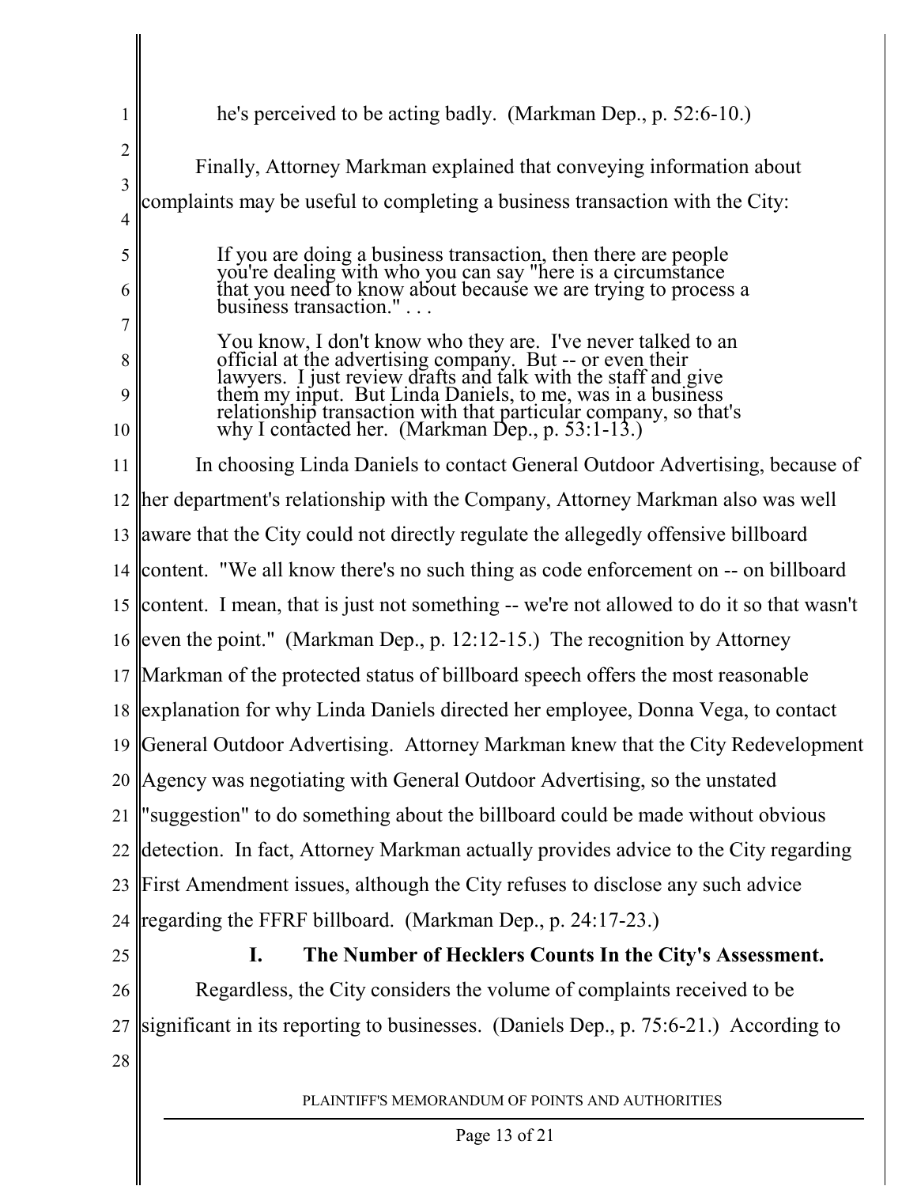he's perceived to be acting badly. (Markman Dep., p. 52:6-10.)

Finally, Attorney Markman explained that conveying information about complaints may be useful to completing a business transaction with the City:

> If you are doing a business transaction, then there are people you're dealing with who you can say "here is a circumstance that you need to know about because we are trying to process a business transaction." . . .
>
> You know, I don't know who they are. I've never talked to an official at the advertising company. But -- or even their lawyers. I just review drafts and talk with the staff and give them my input. But Linda Daniels, to me, was in a business relationship transaction with that particular company, so that's why I contacted her. (Markman Dep., p. 53:1-13.)

In choosing Linda Daniels to contact General Outdoor Advertising, because of her department's relationship with the Company, Attorney Markman also was well aware that the City could not directly regulate the allegedly offensive billboard content. "We all know there's no such thing as code enforcement on -- on billboard content. I mean, that is just not something -- we're not allowed to do it so that wasn't even the point." (Markman Dep., p. 12:12-15.) The recognition by Attorney Markman of the protected status of billboard speech offers the most reasonable explanation for why Linda Daniels directed her employee, Donna Vega, to contact General Outdoor Advertising. Attorney Markman knew that the City Redevelopment Agency was negotiating with General Outdoor Advertising, so the unstated "suggestion" to do something about the billboard could be made without obvious detection. In fact, Attorney Markman actually provides advice to the City regarding First Amendment issues, although the City refuses to disclose any such advice regarding the FFRF billboard. (Markman Dep., p. 24:17-23.)

## I. The Number of Hecklers Counts In the City's Assessment.

Regardless, the City considers the volume of complaints received to be significant in its reporting to businesses. (Daniels Dep., p. 75:6-21.) According to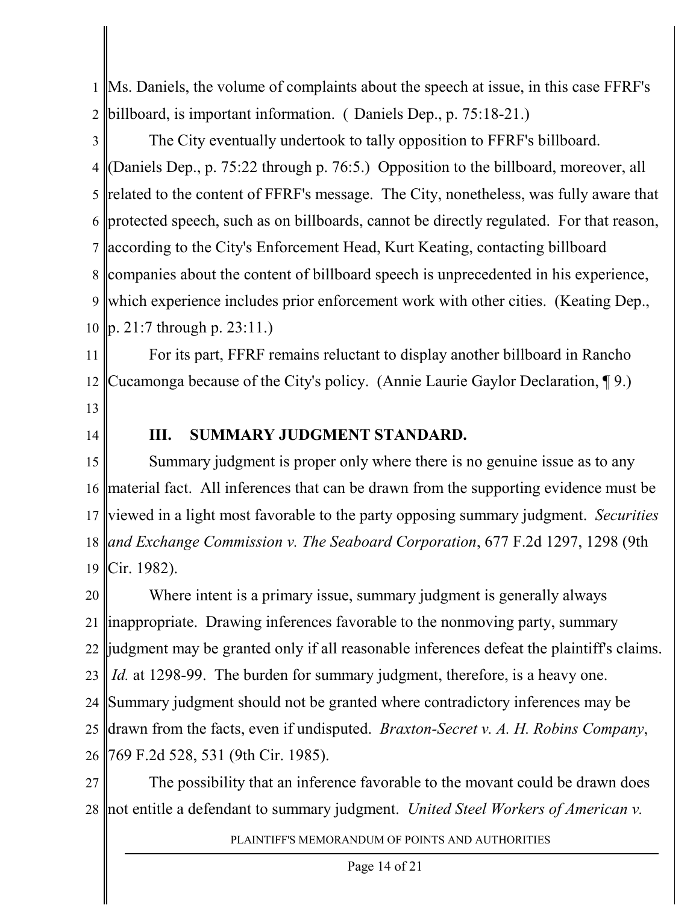Ms. Daniels, the volume of complaints about the speech at issue, in this case FFRF's billboard, is important information. ( Daniels Dep., p. 75:18-21.)

The City eventually undertook to tally opposition to FFRF's billboard. (Daniels Dep., p. 75:22 through p. 76:5.) Opposition to the billboard, moreover, all related to the content of FFRF's message. The City, nonetheless, was fully aware that protected speech, such as on billboards, cannot be directly regulated. For that reason, according to the City's Enforcement Head, Kurt Keating, contacting billboard companies about the content of billboard speech is unprecedented in his experience, which experience includes prior enforcement work with other cities. (Keating Dep., p. 21:7 through p. 23:11.)

For its part, FFRF remains reluctant to display another billboard in Rancho Cucamonga because of the City's policy. (Annie Laurie Gaylor Declaration, ¶ 9.)

## III. SUMMARY JUDGMENT STANDARD.

Summary judgment is proper only where there is no genuine issue as to any material fact. All inferences that can be drawn from the supporting evidence must be viewed in a light most favorable to the party opposing summary judgment. *Securities and Exchange Commission v. The Seaboard Corporation*, 677 F.2d 1297, 1298 (9th Cir. 1982).

Where intent is a primary issue, summary judgment is generally always inappropriate. Drawing inferences favorable to the nonmoving party, summary judgment may be granted only if all reasonable inferences defeat the plaintiff's claims. *Id.* at 1298-99. The burden for summary judgment, therefore, is a heavy one. Summary judgment should not be granted where contradictory inferences may be drawn from the facts, even if undisputed. *Braxton-Secret v. A. H. Robins Company*, 769 F.2d 528, 531 (9th Cir. 1985).

The possibility that an inference favorable to the movant could be drawn does not entitle a defendant to summary judgment. *United Steel Workers of American v.*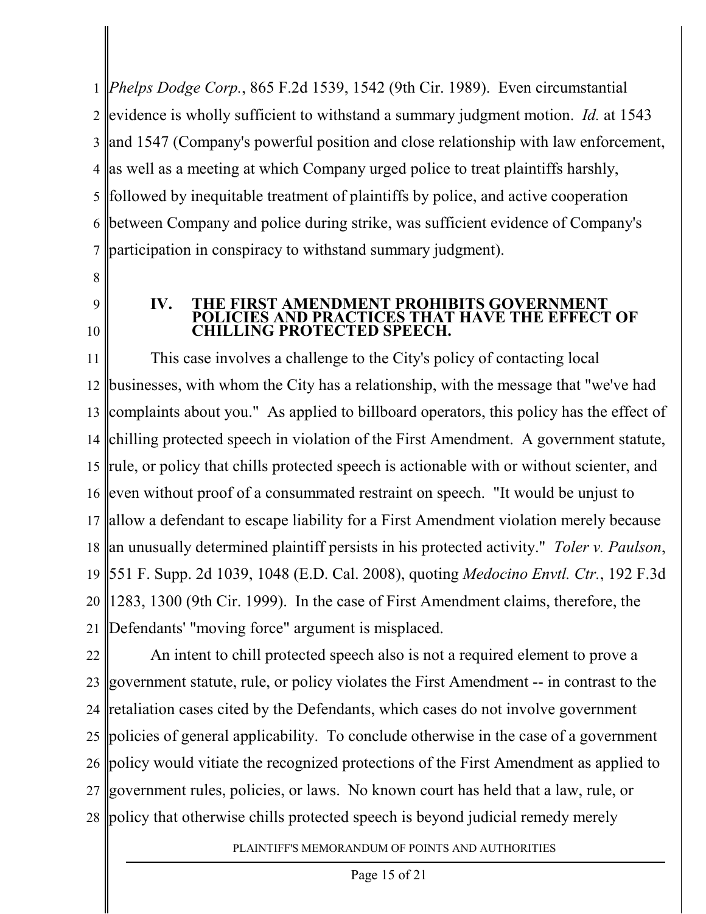*Phelps Dodge Corp.*, 865 F.2d 1539, 1542 (9th Cir. 1989). Even circumstantial evidence is wholly sufficient to withstand a summary judgment motion. *Id.* at 1543 and 1547 (Company's powerful position and close relationship with law enforcement, as well as a meeting at which Company urged police to treat plaintiffs harshly, followed by inequitable treatment of plaintiffs by police, and active cooperation between Company and police during strike, was sufficient evidence of Company's participation in conspiracy to withstand summary judgment).

## IV. THE FIRST AMENDMENT PROHIBITS GOVERNMENT POLICIES AND PRACTICES THAT HAVE THE EFFECT OF CHILLING PROTECTED SPEECH.

This case involves a challenge to the City's policy of contacting local businesses, with whom the City has a relationship, with the message that "we've had complaints about you." As applied to billboard operators, this policy has the effect of chilling protected speech in violation of the First Amendment. A government statute, rule, or policy that chills protected speech is actionable with or without scienter, and even without proof of a consummated restraint on speech. "It would be unjust to allow a defendant to escape liability for a First Amendment violation merely because an unusually determined plaintiff persists in his protected activity." *Toler v. Paulson*, 551 F. Supp. 2d 1039, 1048 (E.D. Cal. 2008), quoting *Medocino Envtl. Ctr.*, 192 F.3d 1283, 1300 (9th Cir. 1999). In the case of First Amendment claims, therefore, the Defendants' "moving force" argument is misplaced.

An intent to chill protected speech also is not a required element to prove a government statute, rule, or policy violates the First Amendment -- in contrast to the retaliation cases cited by the Defendants, which cases do not involve government policies of general applicability. To conclude otherwise in the case of a government policy would vitiate the recognized protections of the First Amendment as applied to government rules, policies, or laws. No known court has held that a law, rule, or policy that otherwise chills protected speech is beyond judicial remedy merely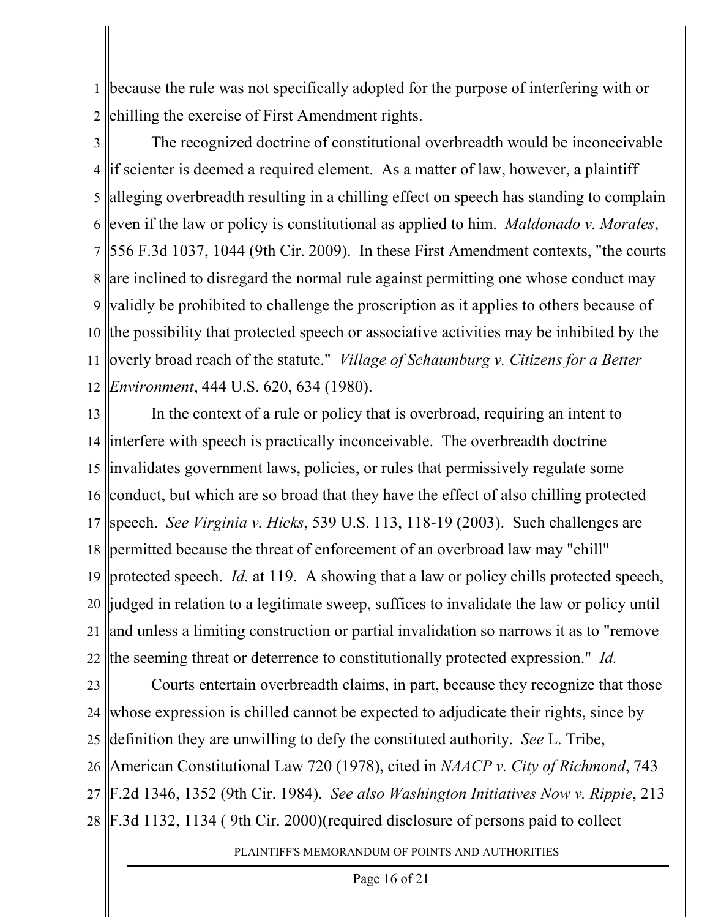because the rule was not specifically adopted for the purpose of interfering with or chilling the exercise of First Amendment rights.

The recognized doctrine of constitutional overbreadth would be inconceivable if scienter is deemed a required element. As a matter of law, however, a plaintiff alleging overbreadth resulting in a chilling effect on speech has standing to complain even if the law or policy is constitutional as applied to him. *Maldonado v. Morales*, 556 F.3d 1037, 1044 (9th Cir. 2009). In these First Amendment contexts, "the courts are inclined to disregard the normal rule against permitting one whose conduct may validly be prohibited to challenge the proscription as it applies to others because of the possibility that protected speech or associative activities may be inhibited by the overly broad reach of the statute." *Village of Schaumburg v. Citizens for a Better Environment*, 444 U.S. 620, 634 (1980).

In the context of a rule or policy that is overbroad, requiring an intent to interfere with speech is practically inconceivable. The overbreadth doctrine invalidates government laws, policies, or rules that permissively regulate some conduct, but which are so broad that they have the effect of also chilling protected speech. *See Virginia v. Hicks*, 539 U.S. 113, 118-19 (2003). Such challenges are permitted because the threat of enforcement of an overbroad law may "chill" protected speech. *Id.* at 119. A showing that a law or policy chills protected speech, judged in relation to a legitimate sweep, suffices to invalidate the law or policy until and unless a limiting construction or partial invalidation so narrows it as to "remove the seeming threat or deterrence to constitutionally protected expression." *Id.*

Courts entertain overbreadth claims, in part, because they recognize that those whose expression is chilled cannot be expected to adjudicate their rights, since by definition they are unwilling to defy the constituted authority. *See* L. Tribe, American Constitutional Law 720 (1978), cited in *NAACP v. City of Richmond*, 743 F.2d 1346, 1352 (9th Cir. 1984). *See also Washington Initiatives Now v. Rippie*, 213 F.3d 1132, 1134 ( 9th Cir. 2000)(required disclosure of persons paid to collect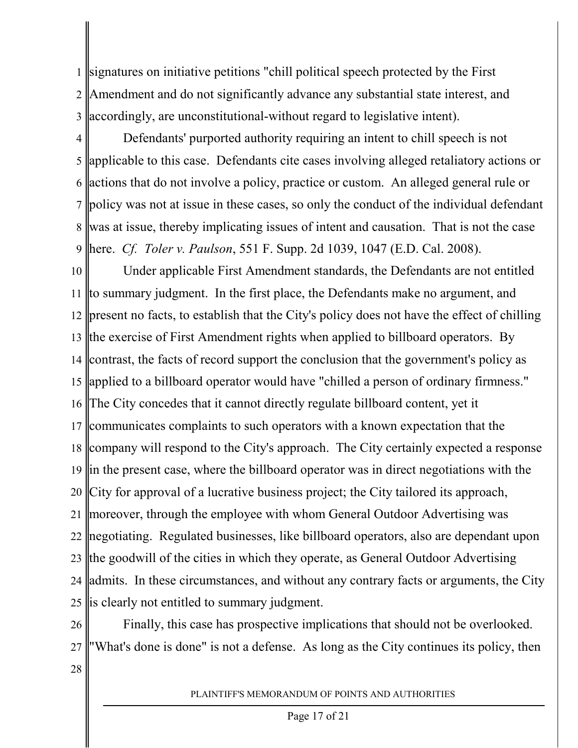signatures on initiative petitions "chill political speech protected by the First Amendment and do not significantly advance any substantial state interest, and accordingly, are unconstitutional-without regard to legislative intent).

Defendants' purported authority requiring an intent to chill speech is not applicable to this case. Defendants cite cases involving alleged retaliatory actions or actions that do not involve a policy, practice or custom. An alleged general rule or policy was not at issue in these cases, so only the conduct of the individual defendant was at issue, thereby implicating issues of intent and causation. That is not the case here. *Cf. Toler v. Paulson*, 551 F. Supp. 2d 1039, 1047 (E.D. Cal. 2008).

Under applicable First Amendment standards, the Defendants are not entitled to summary judgment. In the first place, the Defendants make no argument, and present no facts, to establish that the City's policy does not have the effect of chilling the exercise of First Amendment rights when applied to billboard operators. By contrast, the facts of record support the conclusion that the government's policy as applied to a billboard operator would have "chilled a person of ordinary firmness." The City concedes that it cannot directly regulate billboard content, yet it communicates complaints to such operators with a known expectation that the company will respond to the City's approach. The City certainly expected a response in the present case, where the billboard operator was in direct negotiations with the City for approval of a lucrative business project; the City tailored its approach, moreover, through the employee with whom General Outdoor Advertising was negotiating. Regulated businesses, like billboard operators, also are dependant upon the goodwill of the cities in which they operate, as General Outdoor Advertising admits. In these circumstances, and without any contrary facts or arguments, the City is clearly not entitled to summary judgment.

Finally, this case has prospective implications that should not be overlooked. "What's done is done" is not a defense. As long as the City continues its policy, then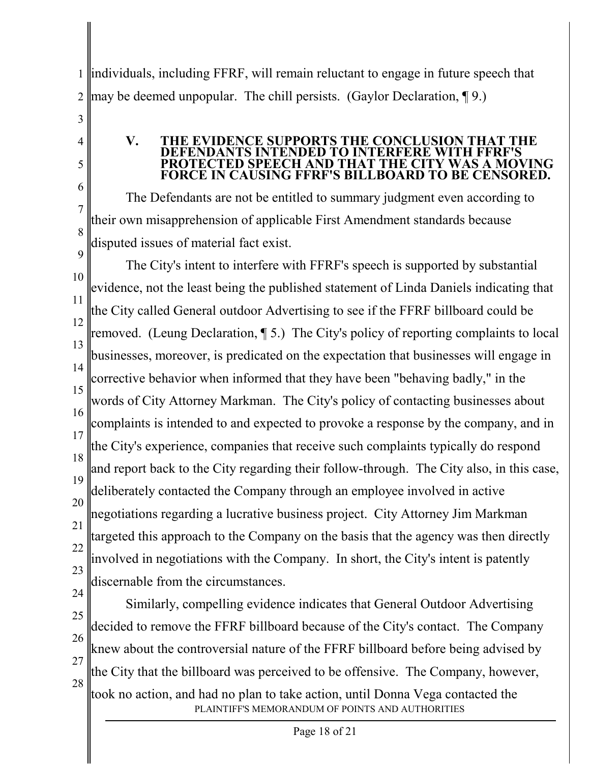individuals, including FFRF, will remain reluctant to engage in future speech that may be deemed unpopular. The chill persists. (Gaylor Declaration, ¶ 9.)

## V. THE EVIDENCE SUPPORTS THE CONCLUSION THAT THE DEFENDANTS INTENDED TO INTERFERE WITH FFRF'S PROTECTED SPEECH AND THAT THE CITY WAS A MOVING FORCE IN CAUSING FFRF'S BILLBOARD TO BE CENSORED.

The Defendants are not be entitled to summary judgment even according to their own misapprehension of applicable First Amendment standards because disputed issues of material fact exist.

The City's intent to interfere with FFRF's speech is supported by substantial evidence, not the least being the published statement of Linda Daniels indicating that the City called General outdoor Advertising to see if the FFRF billboard could be removed. (Leung Declaration, ¶ 5.) The City's policy of reporting complaints to local businesses, moreover, is predicated on the expectation that businesses will engage in corrective behavior when informed that they have been "behaving badly," in the words of City Attorney Markman. The City's policy of contacting businesses about complaints is intended to and expected to provoke a response by the company, and in the City's experience, companies that receive such complaints typically do respond and report back to the City regarding their follow-through. The City also, in this case, deliberately contacted the Company through an employee involved in active negotiations regarding a lucrative business project. City Attorney Jim Markman targeted this approach to the Company on the basis that the agency was then directly involved in negotiations with the Company. In short, the City's intent is patently discernable from the circumstances.

Similarly, compelling evidence indicates that General Outdoor Advertising decided to remove the FFRF billboard because of the City's contact. The Company knew about the controversial nature of the FFRF billboard before being advised by the City that the billboard was perceived to be offensive. The Company, however, took no action, and had no plan to take action, until Donna Vega contacted the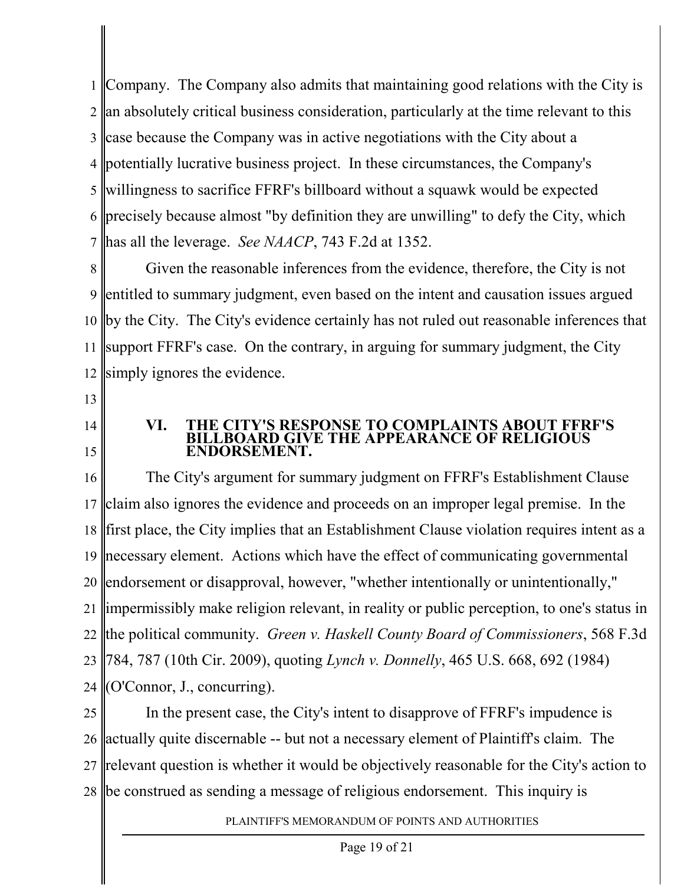Company. The Company also admits that maintaining good relations with the City is an absolutely critical business consideration, particularly at the time relevant to this case because the Company was in active negotiations with the City about a potentially lucrative business project. In these circumstances, the Company's willingness to sacrifice FFRF's billboard without a squawk would be expected precisely because almost "by definition they are unwilling" to defy the City, which has all the leverage. *See NAACP*, 743 F.2d at 1352.

Given the reasonable inferences from the evidence, therefore, the City is not entitled to summary judgment, even based on the intent and causation issues argued by the City. The City's evidence certainly has not ruled out reasonable inferences that support FFRF's case. On the contrary, in arguing for summary judgment, the City simply ignores the evidence.

## VI. THE CITY'S RESPONSE TO COMPLAINTS ABOUT FFRF'S BILLBOARD GIVE THE APPEARANCE OF RELIGIOUS ENDORSEMENT.

The City's argument for summary judgment on FFRF's Establishment Clause claim also ignores the evidence and proceeds on an improper legal premise. In the first place, the City implies that an Establishment Clause violation requires intent as a necessary element. Actions which have the effect of communicating governmental endorsement or disapproval, however, "whether intentionally or unintentionally," impermissibly make religion relevant, in reality or public perception, to one's status in the political community. *Green v. Haskell County Board of Commissioners*, 568 F.3d 784, 787 (10th Cir. 2009), quoting *Lynch v. Donnelly*, 465 U.S. 668, 692 (1984) (O'Connor, J., concurring).

In the present case, the City's intent to disapprove of FFRF's impudence is actually quite discernable -- but not a necessary element of Plaintiff's claim. The relevant question is whether it would be objectively reasonable for the City's action to be construed as sending a message of religious endorsement. This inquiry is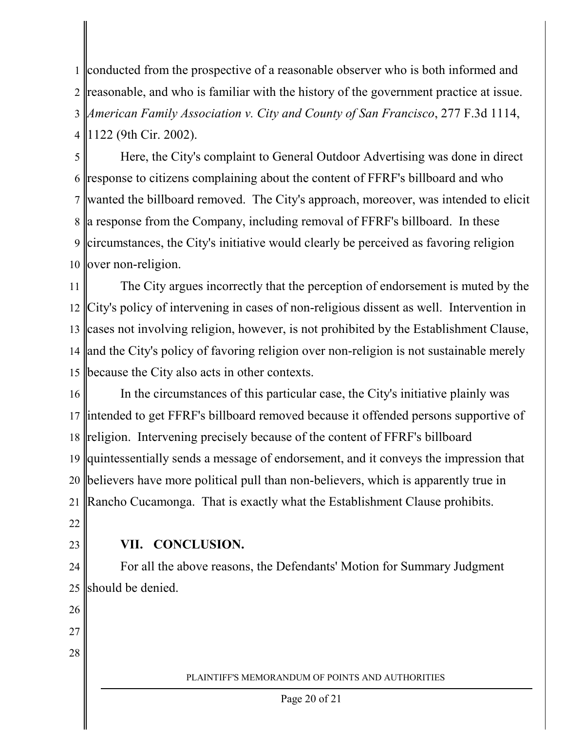conducted from the prospective of a reasonable observer who is both informed and reasonable, and who is familiar with the history of the government practice at issue. *American Family Association v. City and County of San Francisco*, 277 F.3d 1114, 1122 (9th Cir. 2002).

Here, the City's complaint to General Outdoor Advertising was done in direct response to citizens complaining about the content of FFRF's billboard and who wanted the billboard removed. The City's approach, moreover, was intended to elicit a response from the Company, including removal of FFRF's billboard. In these circumstances, the City's initiative would clearly be perceived as favoring religion over non-religion.

The City argues incorrectly that the perception of endorsement is muted by the City's policy of intervening in cases of non-religious dissent as well. Intervention in cases not involving religion, however, is not prohibited by the Establishment Clause, and the City's policy of favoring religion over non-religion is not sustainable merely because the City also acts in other contexts.

In the circumstances of this particular case, the City's initiative plainly was intended to get FFRF's billboard removed because it offended persons supportive of religion. Intervening precisely because of the content of FFRF's billboard quintessentially sends a message of endorsement, and it conveys the impression that believers have more political pull than non-believers, which is apparently true in Rancho Cucamonga. That is exactly what the Establishment Clause prohibits.

## VII. CONCLUSION.

For all the above reasons, the Defendants' Motion for Summary Judgment should be denied.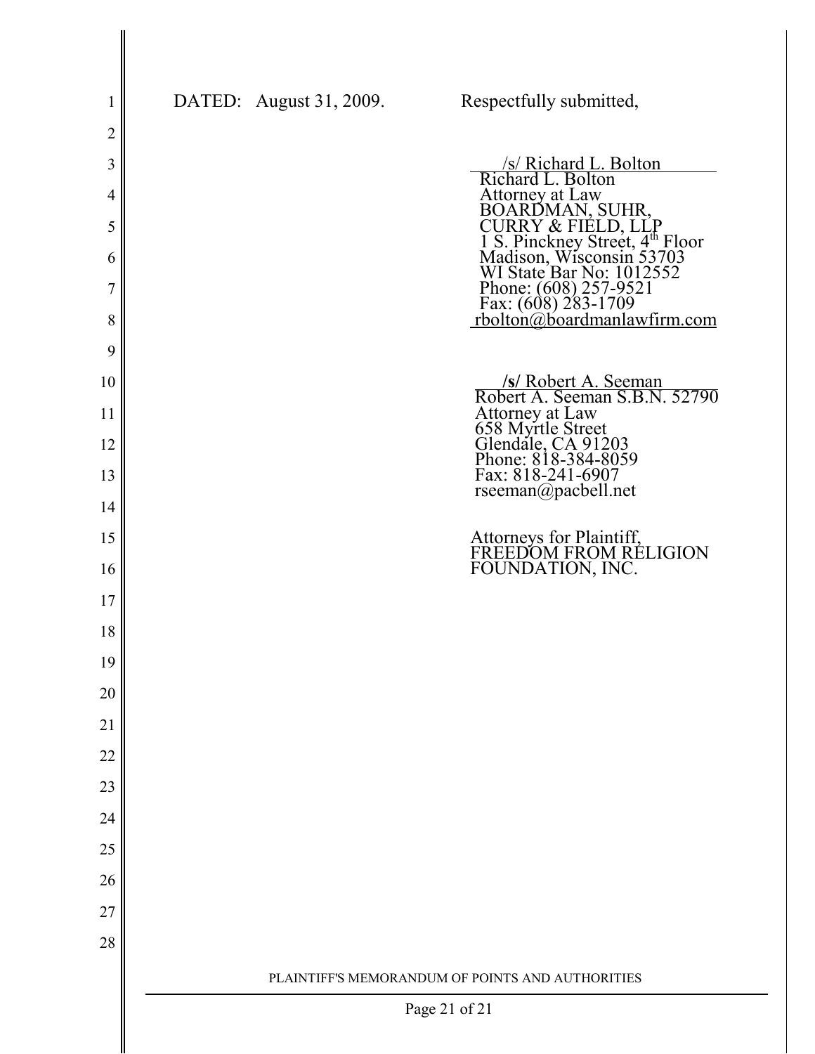DATED: August 31, 2009.

Respectfully submitted,

/s/ Richard L. Bolton
Richard L. Bolton
Attorney at Law
BOARDMAN, SUHR,
CURRY & FIELD, LLP
1 S. Pinckney Street, 4th Floor
Madison, Wisconsin 53703
WI State Bar No: 1012552
Phone: (608) 257-9521
Fax: (608) 283-1709
rbolton@boardmanlawfirm.com

/s/ Robert A. Seeman
Robert A. Seeman S.B.N. 52790
Attorney at Law
658 Myrtle Street
Glendale, CA 91203
Phone: 818-384-8059
Fax: 818-241-6907
rseeman@pacbell.net

Attorneys for Plaintiff,
FREEDOM FROM RELIGION
FOUNDATION, INC.